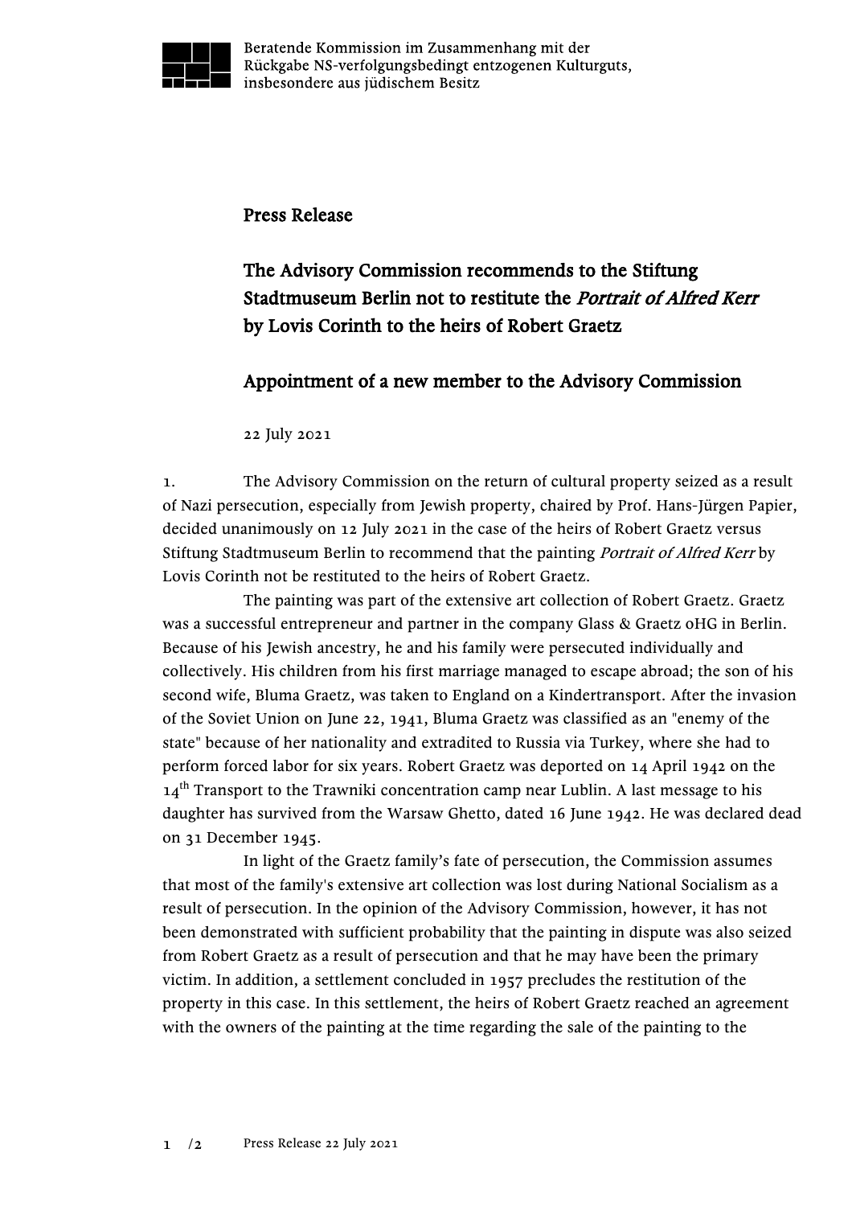Beratende Kommission im Zusammenhang mit der Rückgabe NS-verfolgungsbedingt entzogenen Kulturguts, insbesondere aus jüdischem Besitz

# Press Release

## The Advisory Commission recommends to the Stiftung Stadtmuseum Berlin not to restitute the *Portrait of Alfred Kerr* by Lovis Corinth to the heirs of Robert Graetz

## Appointment of a new member to the Advisory Commission

22 July 2021

1. The Advisory Commission on the return of cultural property seized as a result of Nazi persecution, especially from Jewish property, chaired by Prof. Hans-Jürgen Papier, decided unanimously on 12 July 2021 in the case of the heirs of Robert Graetz versus Stiftung Stadtmuseum Berlin to recommend that the painting *Portrait of Alfred Kerr* by Lovis Corinth not be restituted to the heirs of Robert Graetz.

The painting was part of the extensive art collection of Robert Graetz. Graetz was a successful entrepreneur and partner in the company Glass & Graetz oHG in Berlin. Because of his Jewish ancestry, he and his family were persecuted individually and collectively. His children from his first marriage managed to escape abroad; the son of his second wife, Bluma Graetz, was taken to England on a Kindertransport. After the invasion of the Soviet Union on June 22, 1941, Bluma Graetz was classified as an "enemy of the state" because of her nationality and extradited to Russia via Turkey, where she had to perform forced labor for six years. Robert Graetz was deported on 14 April 1942 on the 14th Transport to the Trawniki concentration camp near Lublin. A last message to his daughter has survived from the Warsaw Ghetto, dated 16 June 1942. He was declared dead on 31 December 1945.

In light of the Graetz family's fate of persecution, the Commission assumes that most of the family's extensive art collection was lost during National Socialism as a result of persecution. In the opinion of the Advisory Commission, however, it has not been demonstrated with sufficient probability that the painting in dispute was also seized from Robert Graetz as a result of persecution and that he may have been the primary victim. In addition, a settlement concluded in 1957 precludes the restitution of the property in this case. In this settlement, the heirs of Robert Graetz reached an agreement with the owners of the painting at the time regarding the sale of the painting to the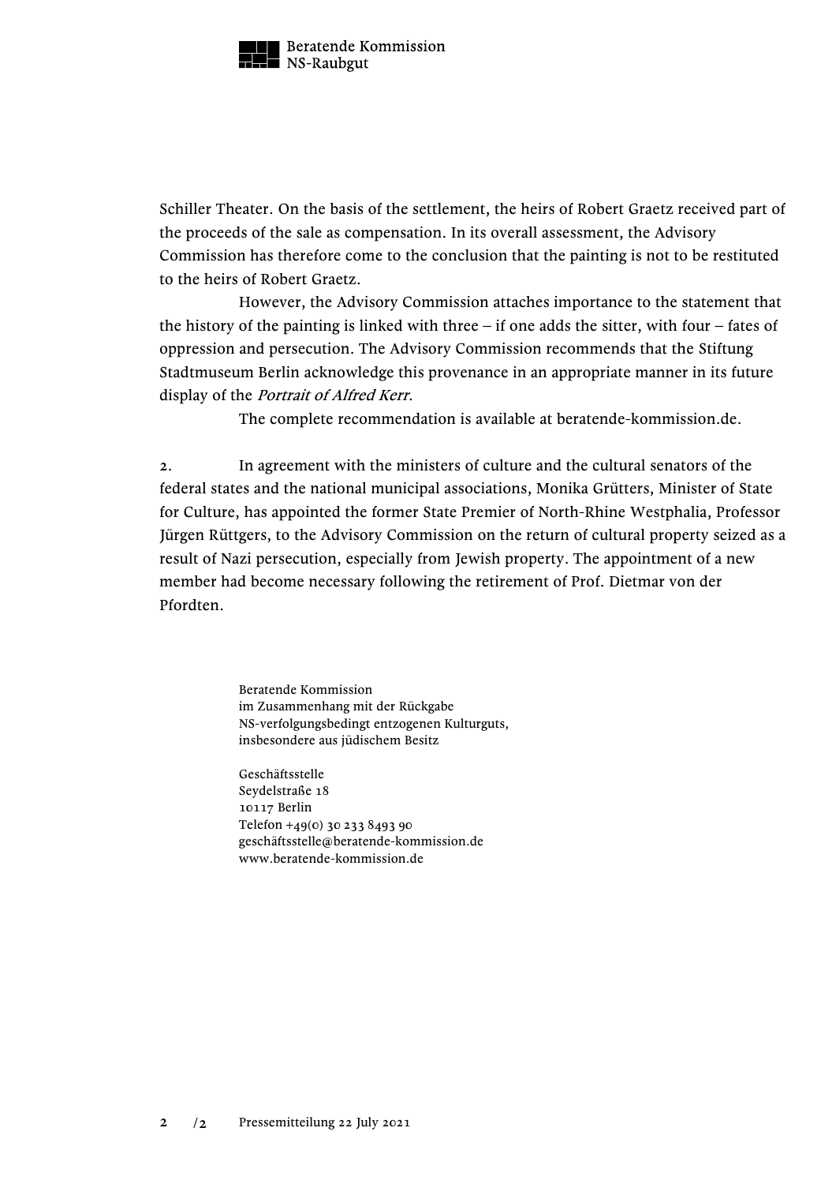Schiller Theater. On the basis of the settlement, the heirs of Robert Graetz received part of the proceeds of the sale as compensation. In its overall assessment, the Advisory Commission has therefore come to the conclusion that the painting is not to be restituted to the heirs of Robert Graetz.

However, the Advisory Commission attaches importance to the statement that the history of the painting is linked with three – if one adds the sitter, with four – fates of oppression and persecution. The Advisory Commission recommends that the Stiftung Stadtmuseum Berlin acknowledge this provenance in an appropriate manner in its future display of the *Portrait of Alfred Kerr*.

The complete recommendation is available at beratende-kommission.de.

2. In agreement with the ministers of culture and the cultural senators of the federal states and the national municipal associations, Monika Grütters, Minister of State for Culture, has appointed the former State Premier of North-Rhine Westphalia, Professor Jürgen Rüttgers, to the Advisory Commission on the return of cultural property seized as a result of Nazi persecution, especially from Jewish property. The appointment of a new member had become necessary following the retirement of Prof. Dietmar von der Pfordten.

Beratende Kommission
im Zusammenhang mit der Rückgabe
NS-verfolgungsbedingt entzogenen Kulturguts,
insbesondere aus jüdischem Besitz

Geschäftsstelle
Seydelstraße 18
10117 Berlin
Telefon +49(0) 30 233 8493 90
geschäftsstelle@beratende-kommission.de
www.beratende-kommission.de